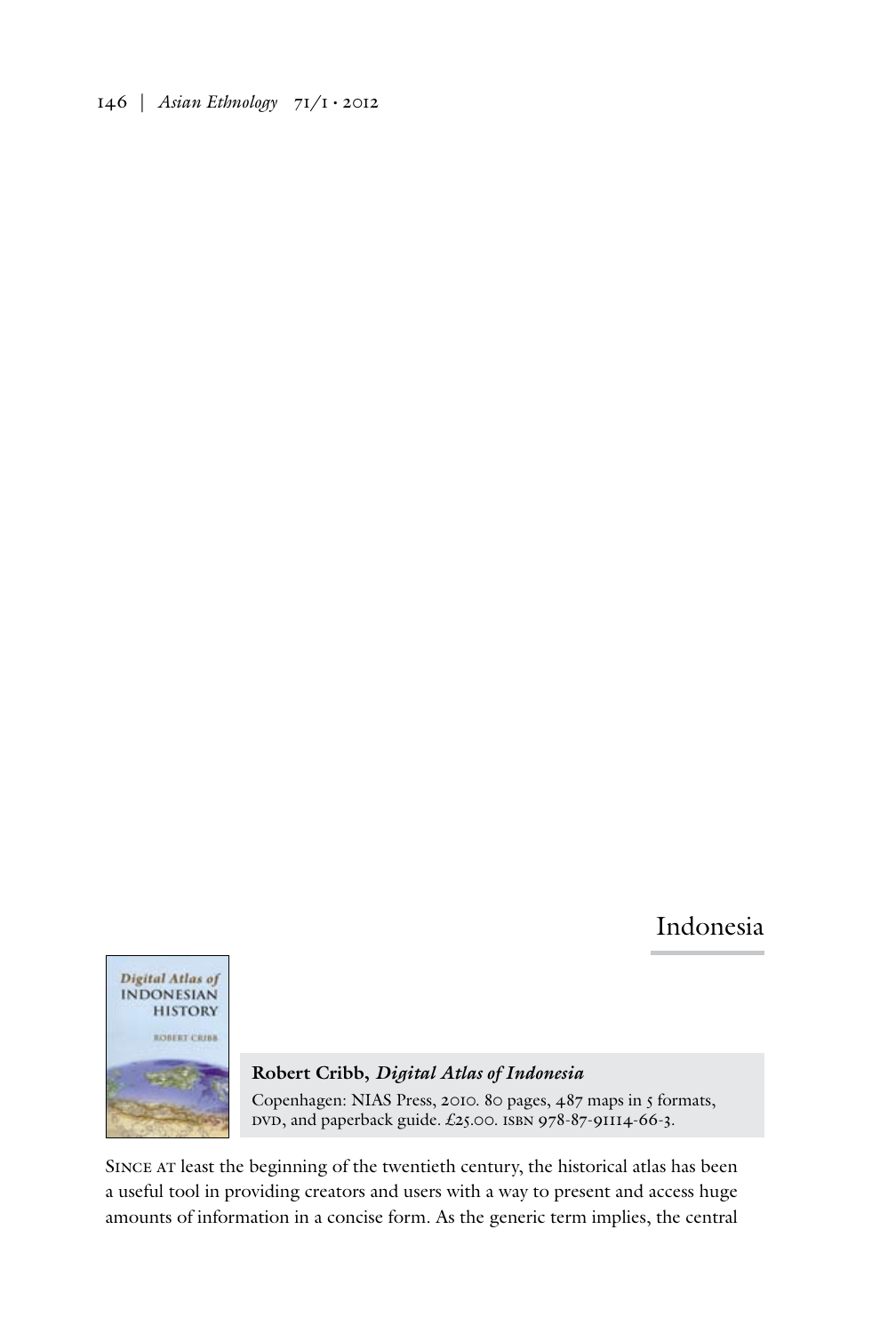## Indonesia

**Robert Cribb, *Digital Atlas of Indonesia***

Copenhagen: NIAS Press, 2010. 80 pages, 487 maps in 5 formats, DVD, and paperback guide. £25.00. ISBN 978-87-91114-66-3.

Since at least the beginning of the twentieth century, the historical atlas has been a useful tool in providing creators and users with a way to present and access huge amounts of information in a concise form. As the generic term implies, the central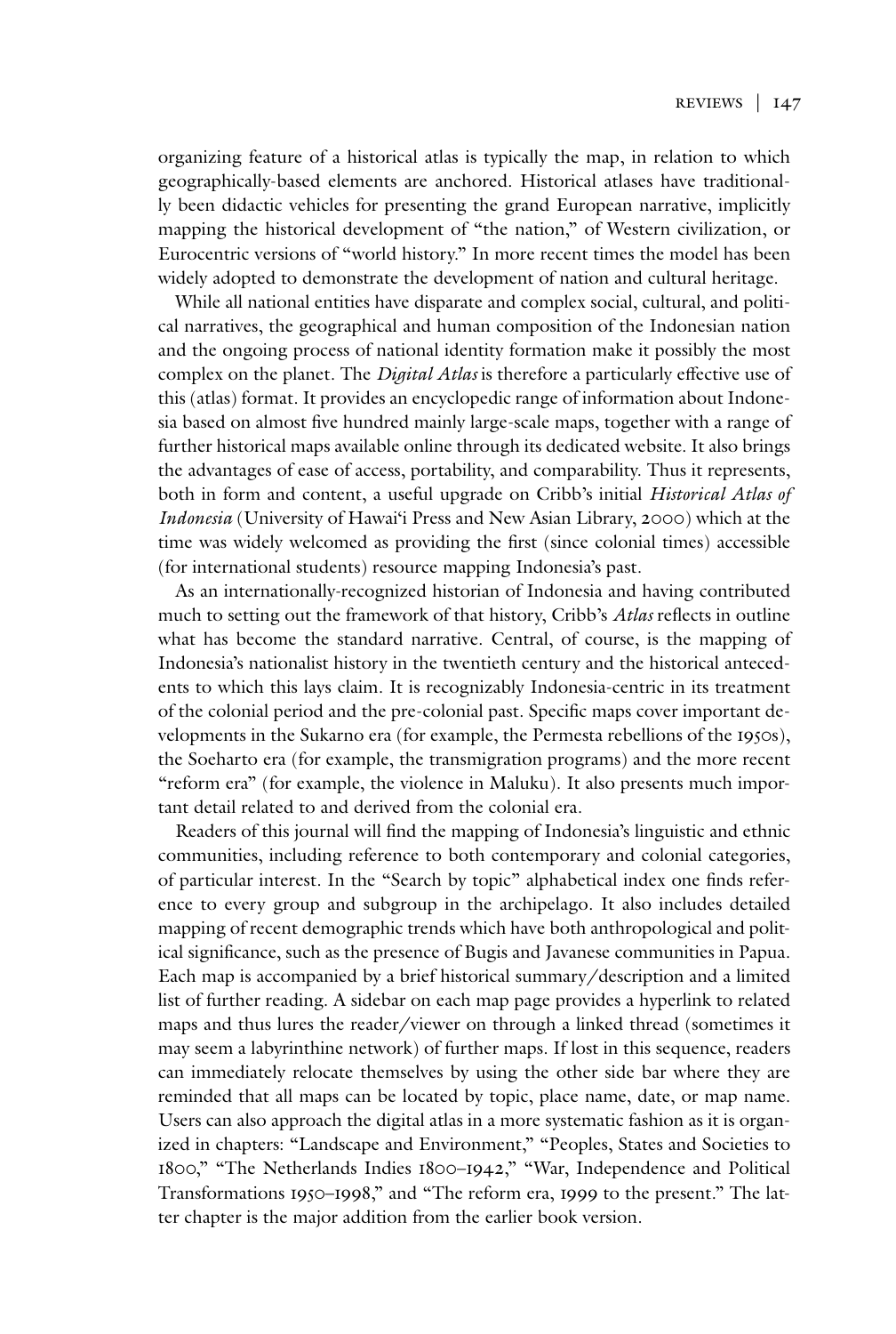organizing feature of a historical atlas is typically the map, in relation to which geographically-based elements are anchored. Historical atlases have traditionally been didactic vehicles for presenting the grand European narrative, implicitly mapping the historical development of "the nation," of Western civilization, or Eurocentric versions of "world history." In more recent times the model has been widely adopted to demonstrate the development of nation and cultural heritage.

While all national entities have disparate and complex social, cultural, and political narratives, the geographical and human composition of the Indonesian nation and the ongoing process of national identity formation make it possibly the most complex on the planet. The *Digital Atlas* is therefore a particularly effective use of this (atlas) format. It provides an encyclopedic range of information about Indonesia based on almost five hundred mainly large-scale maps, together with a range of further historical maps available online through its dedicated website. It also brings the advantages of ease of access, portability, and comparability. Thus it represents, both in form and content, a useful upgrade on Cribb's initial *Historical Atlas of Indonesia* (University of Hawai'i Press and New Asian Library, 2000) which at the time was widely welcomed as providing the first (since colonial times) accessible (for international students) resource mapping Indonesia's past.

As an internationally-recognized historian of Indonesia and having contributed much to setting out the framework of that history, Cribb's *Atlas* reflects in outline what has become the standard narrative. Central, of course, is the mapping of Indonesia's nationalist history in the twentieth century and the historical antecedents to which this lays claim. It is recognizably Indonesia-centric in its treatment of the colonial period and the pre-colonial past. Specific maps cover important developments in the Sukarno era (for example, the Permesta rebellions of the 1950s), the Soeharto era (for example, the transmigration programs) and the more recent "reform era" (for example, the violence in Maluku). It also presents much important detail related to and derived from the colonial era.

Readers of this journal will find the mapping of Indonesia's linguistic and ethnic communities, including reference to both contemporary and colonial categories, of particular interest. In the "Search by topic" alphabetical index one finds reference to every group and subgroup in the archipelago. It also includes detailed mapping of recent demographic trends which have both anthropological and political significance, such as the presence of Bugis and Javanese communities in Papua. Each map is accompanied by a brief historical summary/description and a limited list of further reading. A sidebar on each map page provides a hyperlink to related maps and thus lures the reader/viewer on through a linked thread (sometimes it may seem a labyrinthine network) of further maps. If lost in this sequence, readers can immediately relocate themselves by using the other side bar where they are reminded that all maps can be located by topic, place name, date, or map name. Users can also approach the digital atlas in a more systematic fashion as it is organized in chapters: "Landscape and Environment," "Peoples, States and Societies to 1800," "The Netherlands Indies 1800–1942," "War, Independence and Political Transformations 1950–1998," and "The reform era, 1999 to the present." The latter chapter is the major addition from the earlier book version.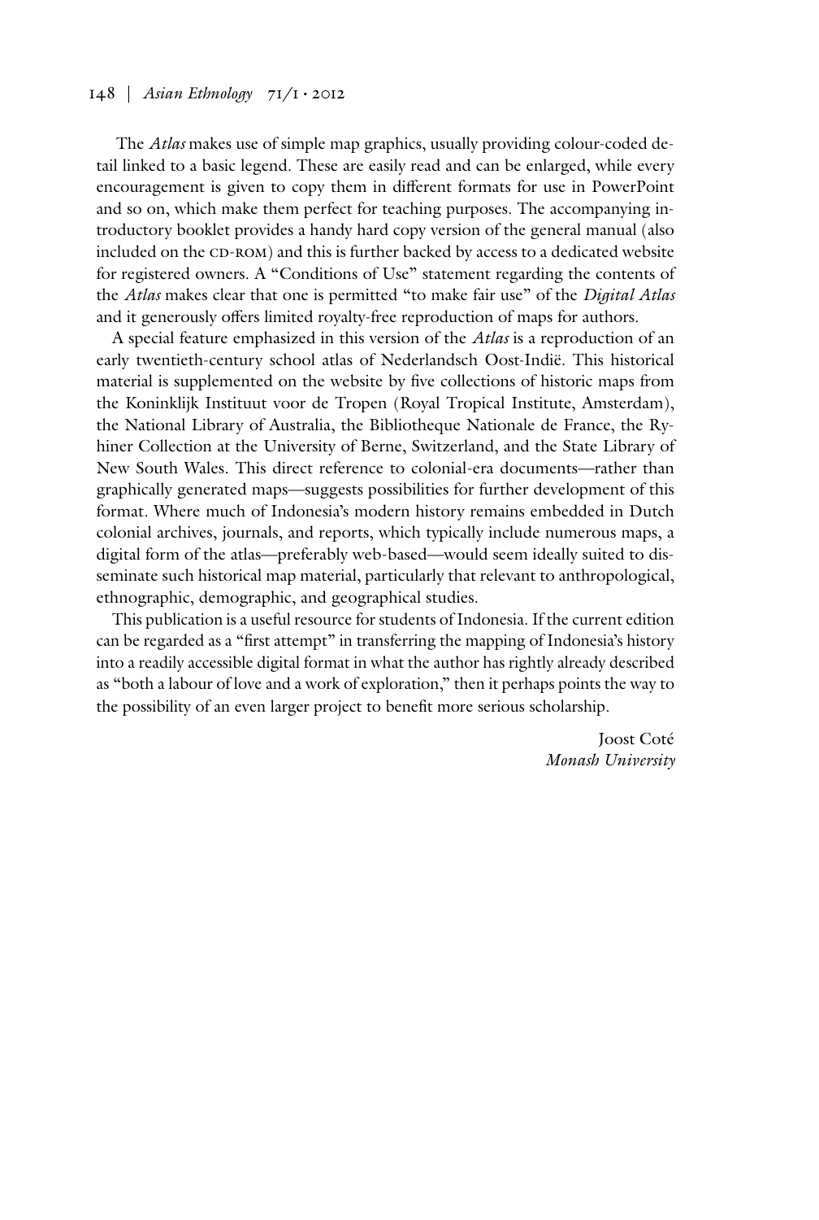The *Atlas* makes use of simple map graphics, usually providing colour-coded detail linked to a basic legend. These are easily read and can be enlarged, while every encouragement is given to copy them in different formats for use in PowerPoint and so on, which make them perfect for teaching purposes. The accompanying introductory booklet provides a handy hard copy version of the general manual (also included on the CD-ROM) and this is further backed by access to a dedicated website for registered owners. A "Conditions of Use" statement regarding the contents of the *Atlas* makes clear that one is permitted "to make fair use" of the *Digital Atlas* and it generously offers limited royalty-free reproduction of maps for authors.

A special feature emphasized in this version of the *Atlas* is a reproduction of an early twentieth-century school atlas of Nederlandsch Oost-Indië. This historical material is supplemented on the website by five collections of historic maps from the Koninklijk Instituut voor de Tropen (Royal Tropical Institute, Amsterdam), the National Library of Australia, the Bibliotheque Nationale de France, the Ryhiner Collection at the University of Berne, Switzerland, and the State Library of New South Wales. This direct reference to colonial-era documents—rather than graphically generated maps—suggests possibilities for further development of this format. Where much of Indonesia's modern history remains embedded in Dutch colonial archives, journals, and reports, which typically include numerous maps, a digital form of the atlas—preferably web-based—would seem ideally suited to disseminate such historical map material, particularly that relevant to anthropological, ethnographic, demographic, and geographical studies.

This publication is a useful resource for students of Indonesia. If the current edition can be regarded as a "first attempt" in transferring the mapping of Indonesia's history into a readily accessible digital format in what the author has rightly already described as "both a labour of love and a work of exploration," then it perhaps points the way to the possibility of an even larger project to benefit more serious scholarship.

Joost Coté
*Monash University*